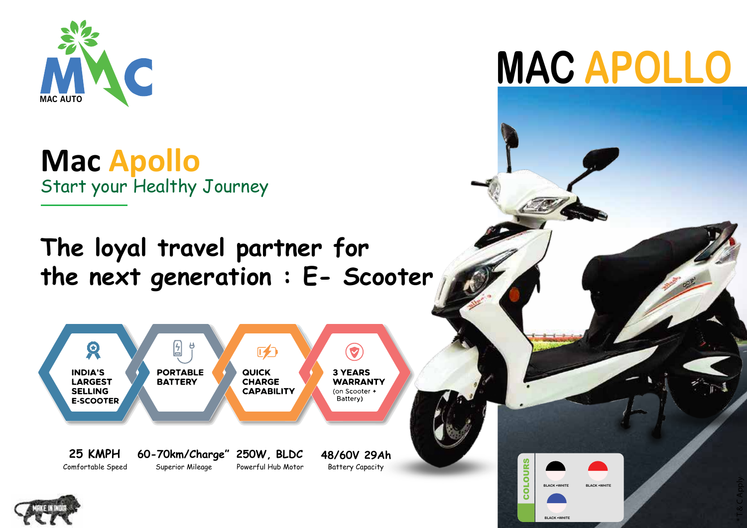MAC AUTO

# MAC APOLLO

## Mac Apollo

Start your Healthy Journey

## The loyal travel partner for the next generation : E- Scooter

- **INDIA'S LARGEST SELLING E-SCOOTER**
- **PORTABLE BATTERY**
- **QUICK CHARGE CAPABILITY**
- **3 YEARS WARRANTY** (on Scooter + Battery)

| 25 KMPH | 60-70km/Charge" | 250W, BLDC | 48/60V 29Ah |
|---|---|---|---|
| Comfortable Speed | Superior Mileage | Powerful Hub Motor | Battery Capacity |

**COLOURS**

- BLACK +WHITE
- BLACK +WHITE
- BLACK +WHITE

MAKE IN INDIA

*T&C Apply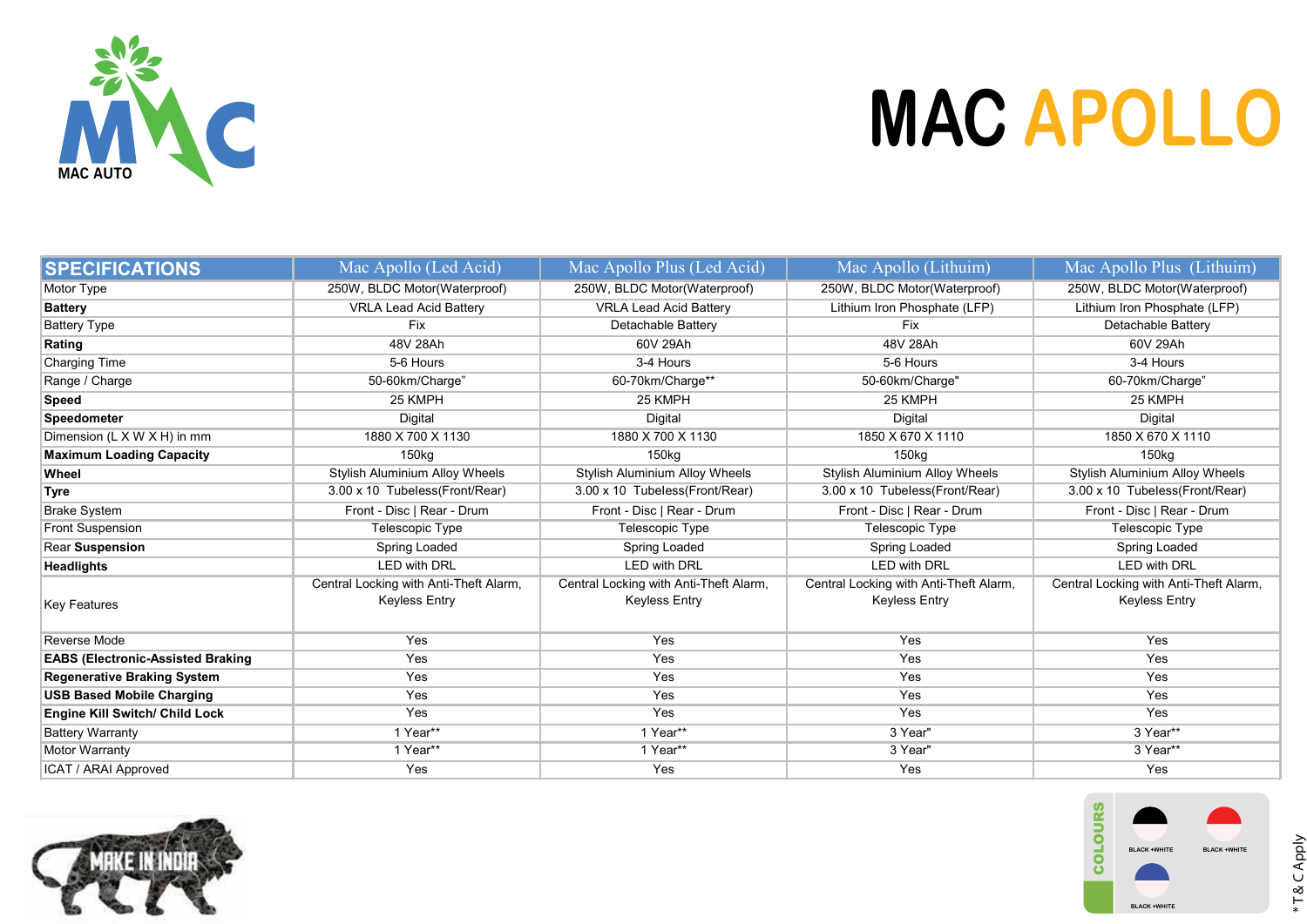MAC AUTO

# MAC APOLLO

| SPECIFICATIONS | Mac Apollo (Led Acid) | Mac Apollo Plus (Led Acid) | Mac Apollo (Lithium) | Mac Apollo Plus (Lithuim) |
|---|---|---|---|---|
| Motor Type | 250W, BLDC Motor(Waterproof) | 250W, BLDC Motor(Waterproof) | 250W, BLDC Motor(Waterproof) | 250W, BLDC Motor(Waterproof) |
| **Battery** | VRLA Lead Acid Battery | VRLA Lead Acid Battery | Lithium Iron Phosphate (LFP) | Lithium Iron Phosphate (LFP) |
| Battery Type | Fix | Detachable Battery | Fix | Detachable Battery |
| **Rating** | 48V 28Ah | 60V 29Ah | 48V 28Ah | 60V 29Ah |
| Charging Time | 5-6 Hours | 3-4 Hours | 5-6 Hours | 3-4 Hours |
| Range / Charge | 50-60km/Charge" | 60-70km/Charge** | 50-60km/Charge" | 60-70km/Charge" |
| **Speed** | 25 KMPH | 25 KMPH | 25 KMPH | 25 KMPH |
| **Speedometer** | Digital | Digital | Digital | Digital |
| Dimension (L X W X H) in mm | 1880 X 700 X 1130 | 1880 X 700 X 1130 | 1850 X 670 X 1110 | 1850 X 670 X 1110 |
| **Maximum Loading Capacity** | 150kg | 150kg | 150kg | 150kg |
| **Wheel** | Stylish Aluminium Alloy Wheels | Stylish Aluminium Alloy Wheels | Stylish Aluminium Alloy Wheels | Stylish Aluminium Alloy Wheels |
| **Tyre** | 3.00 x 10 Tubeless(Front/Rear) | 3.00 x 10 Tubeless(Front/Rear) | 3.00 x 10 Tubeless(Front/Rear) | 3.00 x 10 Tubeless(Front/Rear) |
| Brake System | Front - Disc \| Rear - Drum | Front - Disc \| Rear - Drum | Front - Disc \| Rear - Drum | Front - Disc \| Rear - Drum |
| Front Suspension | Telescopic Type | Telescopic Type | Telescopic Type | Telescopic Type |
| Rear **Suspension** | Spring Loaded | Spring Loaded | Spring Loaded | Spring Loaded |
| **Headlights** | LED with DRL | LED with DRL | LED with DRL | LED with DRL |
| Key Features | Central Locking with Anti-Theft Alarm, Keyless Entry | Central Locking with Anti-Theft Alarm, Keyless Entry | Central Locking with Anti-Theft Alarm, Keyless Entry | Central Locking with Anti-Theft Alarm, Keyless Entry |
| Reverse Mode | Yes | Yes | Yes | Yes |
| **EABS (Electronic-Assisted Braking** | Yes | Yes | Yes | Yes |
| **Regenerative Braking System** | Yes | Yes | Yes | Yes |
| **USB Based Mobile Charging** | Yes | Yes | Yes | Yes |
| **Engine Kill Switch/ Child Lock** | Yes | Yes | Yes | Yes |
| Battery Warranty | 1 Year** | 1 Year** | 3 Year" | 3 Year** |
| Motor Warranty | 1 Year** | 1 Year** | 3 Year" | 3 Year** |
| ICAT / ARAI Approved | Yes | Yes | Yes | Yes |

MAKE IN INDIA

COLOURS

BLACK +WHITE

BLACK +WHITE

BLACK +WHITE

* T&C Apply